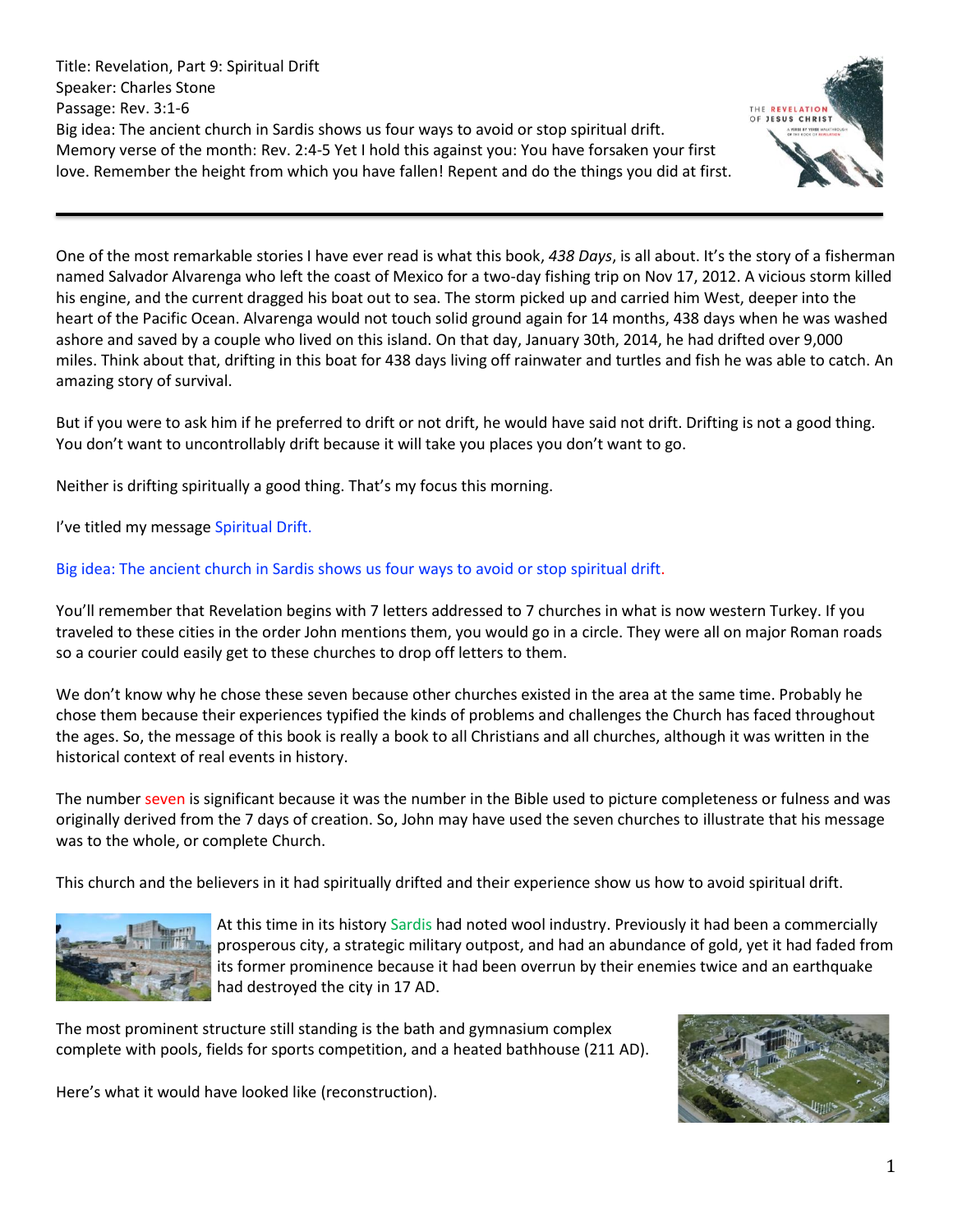Title: Revelation, Part 9: Spiritual Drift
Speaker: Charles Stone
Passage: Rev. 3:1-6
Big idea: The ancient church in Sardis shows us four ways to avoid or stop spiritual drift.
Memory verse of the month: Rev. 2:4-5 Yet I hold this against you: You have forsaken your first love. Remember the height from which you have fallen! Repent and do the things you did at first.

---

One of the most remarkable stories I have ever read is what this book, *438 Days*, is all about. It's the story of a fisherman named Salvador Alvarenga who left the coast of Mexico for a two-day fishing trip on Nov 17, 2012. A vicious storm killed his engine, and the current dragged his boat out to sea. The storm picked up and carried him West, deeper into the heart of the Pacific Ocean. Alvarenga would not touch solid ground again for 14 months, 438 days when he was washed ashore and saved by a couple who lived on this island. On that day, January 30th, 2014, he had drifted over 9,000 miles. Think about that, drifting in this boat for 438 days living off rainwater and turtles and fish he was able to catch. An amazing story of survival.

But if you were to ask him if he preferred to drift or not drift, he would have said not drift. Drifting is not a good thing. You don't want to uncontrollably drift because it will take you places you don't want to go.

Neither is drifting spiritually a good thing. That's my focus this morning.

I've titled my message Spiritual Drift.

Big idea: The ancient church in Sardis shows us four ways to avoid or stop spiritual drift.

You'll remember that Revelation begins with 7 letters addressed to 7 churches in what is now western Turkey. If you traveled to these cities in the order John mentions them, you would go in a circle. They were all on major Roman roads so a courier could easily get to these churches to drop off letters to them.

We don't know why he chose these seven because other churches existed in the area at the same time. Probably he chose them because their experiences typified the kinds of problems and challenges the Church has faced throughout the ages. So, the message of this book is really a book to all Christians and all churches, although it was written in the historical context of real events in history.

The number seven is significant because it was the number in the Bible used to picture completeness or fulness and was originally derived from the 7 days of creation. So, John may have used the seven churches to illustrate that his message was to the whole, or complete Church.

This church and the believers in it had spiritually drifted and their experience show us how to avoid spiritual drift.

At this time in its history Sardis had noted wool industry. Previously it had been a commercially prosperous city, a strategic military outpost, and had an abundance of gold, yet it had faded from its former prominence because it had been overrun by their enemies twice and an earthquake had destroyed the city in 17 AD.

The most prominent structure still standing is the bath and gymnasium complex complete with pools, fields for sports competition, and a heated bathhouse (211 AD).

Here's what it would have looked like (reconstruction).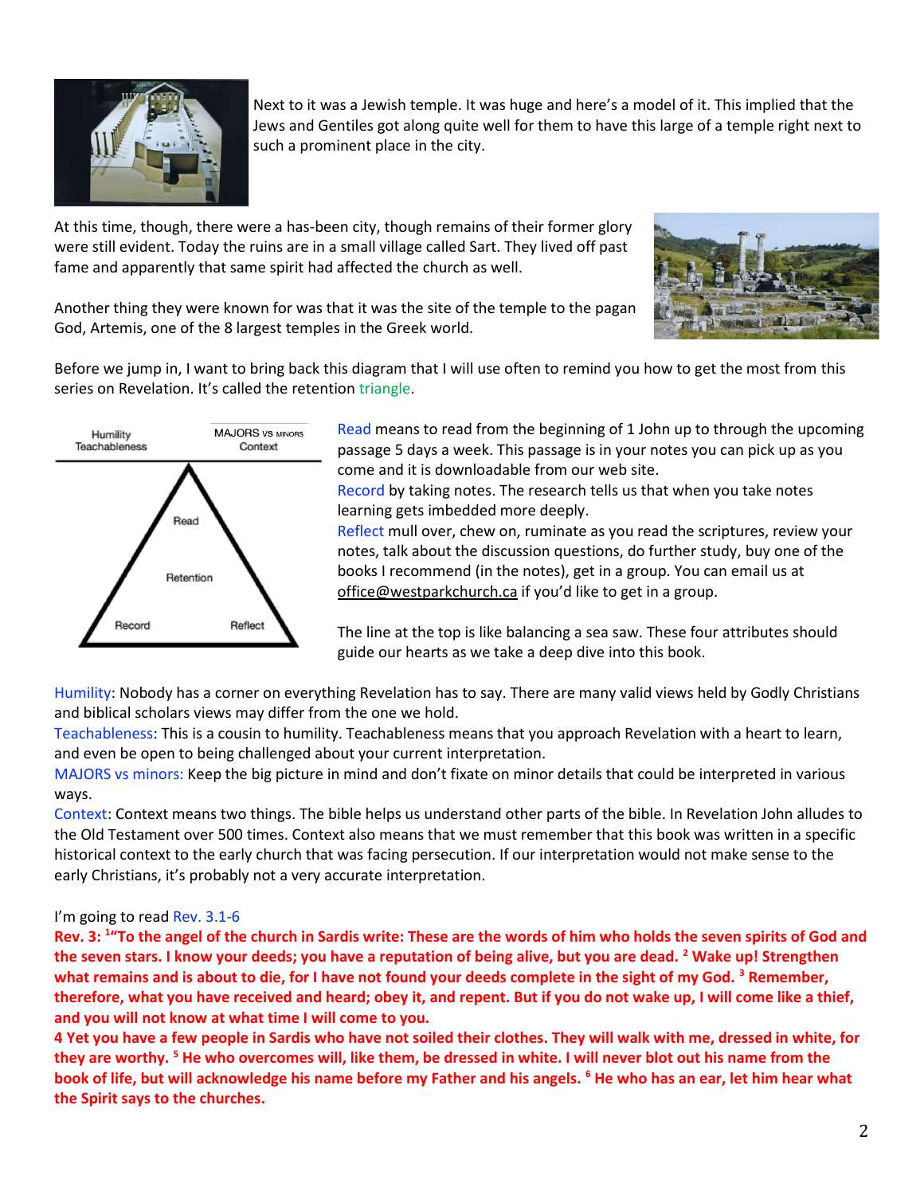Next to it was a Jewish temple. It was huge and here's a model of it. This implied that the Jews and Gentiles got along quite well for them to have this large of a temple right next to such a prominent place in the city.

At this time, though, there were a has-been city, though remains of their former glory were still evident. Today the ruins are in a small village called Sart. They lived off past fame and apparently that same spirit had affected the church as well.

Another thing they were known for was that it was the site of the temple to the pagan God, Artemis, one of the 8 largest temples in the Greek world.

Before we jump in, I want to bring back this diagram that I will use often to remind you how to get the most from this series on Revelation. It's called the retention triangle.

Humility Teachableness | MAJORS vs MINORS Context

Read

Retention

Record Reflect

Read means to read from the beginning of 1 John up to through the upcoming passage 5 days a week. This passage is in your notes you can pick up as you come and it is downloadable from our web site.
Record by taking notes. The research tells us that when you take notes learning gets imbedded more deeply.
Reflect mull over, chew on, ruminate as you read the scriptures, review your notes, talk about the discussion questions, do further study, buy one of the books I recommend (in the notes), get in a group. You can email us at office@westparkchurch.ca if you'd like to get in a group.

The line at the top is like balancing a sea saw. These four attributes should guide our hearts as we take a deep dive into this book.

Humility: Nobody has a corner on everything Revelation has to say. There are many valid views held by Godly Christians and biblical scholars views may differ from the one we hold.
Teachableness: This is a cousin to humility. Teachableness means that you approach Revelation with a heart to learn, and even be open to being challenged about your current interpretation.
MAJORS vs minors: Keep the big picture in mind and don't fixate on minor details that could be interpreted in various ways.
Context: Context means two things. The bible helps us understand other parts of the bible. In Revelation John alludes to the Old Testament over 500 times. Context also means that we must remember that this book was written in a specific historical context to the early church that was facing persecution. If our interpretation would not make sense to the early Christians, it's probably not a very accurate interpretation.

I'm going to read Rev. 3.1-6

**Rev. 3: [1]"To the angel of the church in Sardis write: These are the words of him who holds the seven spirits of God and the seven stars. I know your deeds; you have a reputation of being alive, but you are dead. [2] Wake up! Strengthen what remains and is about to die, for I have not found your deeds complete in the sight of my God. [3] Remember, therefore, what you have received and heard; obey it, and repent. But if you do not wake up, I will come like a thief, and you will not know at what time I will come to you.**
**4 Yet you have a few people in Sardis who have not soiled their clothes. They will walk with me, dressed in white, for they are worthy. [5] He who overcomes will, like them, be dressed in white. I will never blot out his name from the book of life, but will acknowledge his name before my Father and his angels. [6] He who has an ear, let him hear what the Spirit says to the churches.**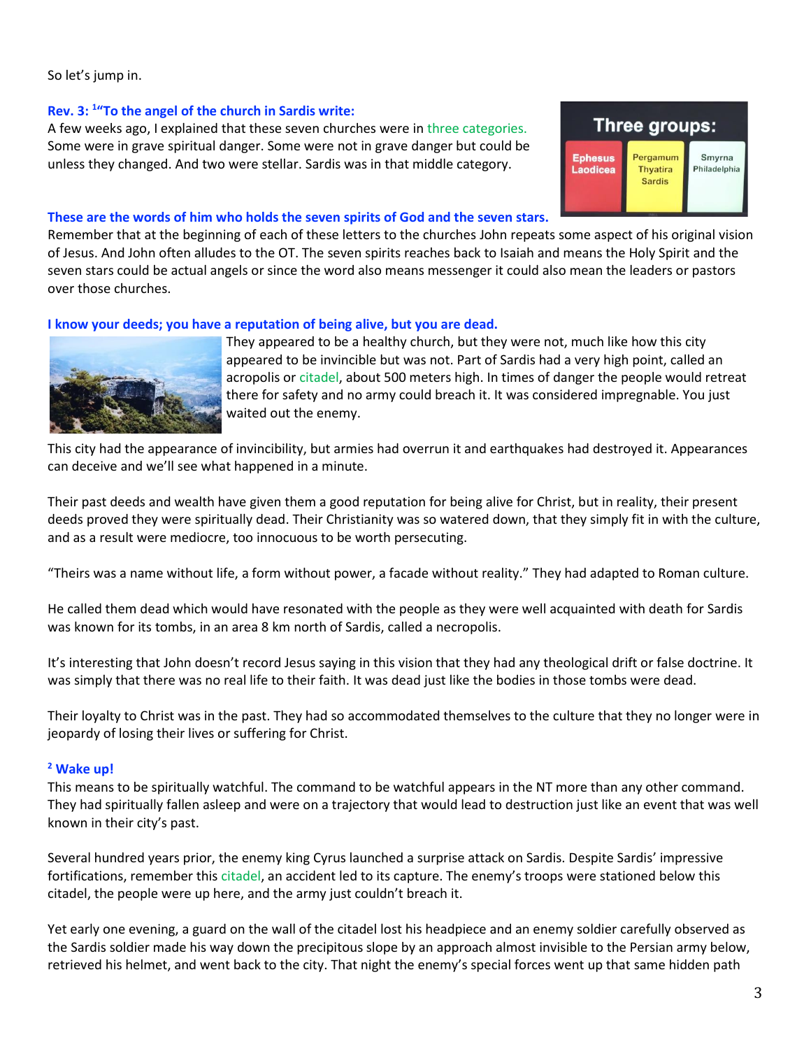So let's jump in.

**Rev. 3: [1]"To the angel of the church in Sardis write:**
A few weeks ago, I explained that these seven churches were in three categories. Some were in grave spiritual danger. Some were not in grave danger but could be unless they changed. And two were stellar. Sardis was in that middle category.

**These are the words of him who holds the seven spirits of God and the seven stars.**
Remember that at the beginning of each of these letters to the churches John repeats some aspect of his original vision of Jesus. And John often alludes to the OT. The seven spirits reaches back to Isaiah and means the Holy Spirit and the seven stars could be actual angels or since the word also means messenger it could also mean the leaders or pastors over those churches.

**I know your deeds; you have a reputation of being alive, but you are dead.**
They appeared to be a healthy church, but they were not, much like how this city appeared to be invincible but was not. Part of Sardis had a very high point, called an acropolis or citadel, about 500 meters high. In times of danger the people would retreat there for safety and no army could breach it. It was considered impregnable. You just waited out the enemy.

This city had the appearance of invincibility, but armies had overrun it and earthquakes had destroyed it. Appearances can deceive and we'll see what happened in a minute.

Their past deeds and wealth have given them a good reputation for being alive for Christ, but in reality, their present deeds proved they were spiritually dead. Their Christianity was so watered down, that they simply fit in with the culture, and as a result were mediocre, too innocuous to be worth persecuting.

"Theirs was a name without life, a form without power, a facade without reality." They had adapted to Roman culture.

He called them dead which would have resonated with the people as they were well acquainted with death for Sardis was known for its tombs, in an area 8 km north of Sardis, called a necropolis.

It's interesting that John doesn't record Jesus saying in this vision that they had any theological drift or false doctrine. It was simply that there was no real life to their faith. It was dead just like the bodies in those tombs were dead.

Their loyalty to Christ was in the past. They had so accommodated themselves to the culture that they no longer were in jeopardy of losing their lives or suffering for Christ.

**[2] Wake up!**
This means to be spiritually watchful. The command to be watchful appears in the NT more than any other command. They had spiritually fallen asleep and were on a trajectory that would lead to destruction just like an event that was well known in their city's past.

Several hundred years prior, the enemy king Cyrus launched a surprise attack on Sardis. Despite Sardis' impressive fortifications, remember this citadel, an accident led to its capture. The enemy's troops were stationed below this citadel, the people were up here, and the army just couldn't breach it.

Yet early one evening, a guard on the wall of the citadel lost his headpiece and an enemy soldier carefully observed as the Sardis soldier made his way down the precipitous slope by an approach almost invisible to the Persian army below, retrieved his helmet, and went back to the city. That night the enemy's special forces went up that same hidden path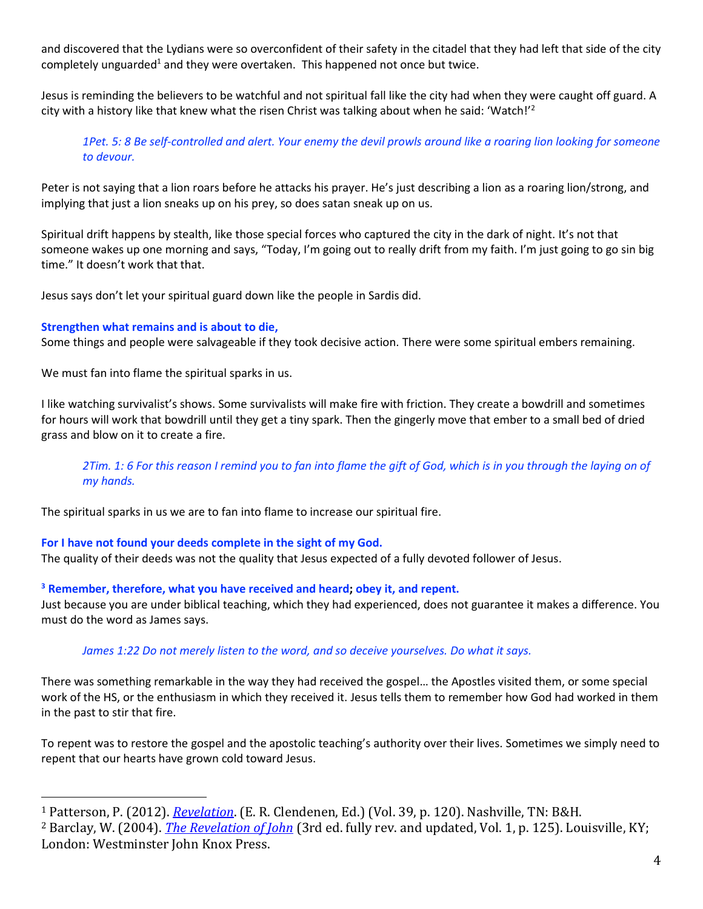and discovered that the Lydians were so overconfident of their safety in the citadel that they had left that side of the city completely unguarded[1] and they were overtaken. This happened not once but twice.

Jesus is reminding the believers to be watchful and not spiritual fall like the city had when they were caught off guard. A city with a history like that knew what the risen Christ was talking about when he said: 'Watch!'[2]

> *1Pet. 5: 8 Be self-controlled and alert. Your enemy the devil prowls around like a roaring lion looking for someone to devour.*

Peter is not saying that a lion roars before he attacks his prayer. He's just describing a lion as a roaring lion/strong, and implying that just a lion sneaks up on his prey, so does satan sneak up on us.

Spiritual drift happens by stealth, like those special forces who captured the city in the dark of night. It's not that someone wakes up one morning and says, "Today, I'm going out to really drift from my faith. I'm just going to go sin big time." It doesn't work that that.

Jesus says don't let your spiritual guard down like the people in Sardis did.

**Strengthen what remains and is about to die,**
Some things and people were salvageable if they took decisive action. There were some spiritual embers remaining.

We must fan into flame the spiritual sparks in us.

I like watching survivalist's shows. Some survivalists will make fire with friction. They create a bowdrill and sometimes for hours will work that bowdrill until they get a tiny spark. Then the gingerly move that ember to a small bed of dried grass and blow on it to create a fire.

> *2Tim. 1: 6 For this reason I remind you to fan into flame the gift of God, which is in you through the laying on of my hands.*

The spiritual sparks in us we are to fan into flame to increase our spiritual fire.

**For I have not found your deeds complete in the sight of my God.**
The quality of their deeds was not the quality that Jesus expected of a fully devoted follower of Jesus.

**[3] Remember, therefore, what you have received and heard; obey it, and repent.**
Just because you are under biblical teaching, which they had experienced, does not guarantee it makes a difference. You must do the word as James says.

> *James 1:22 Do not merely listen to the word, and so deceive yourselves. Do what it says.*

There was something remarkable in the way they had received the gospel… the Apostles visited them, or some special work of the HS, or the enthusiasm in which they received it. Jesus tells them to remember how God had worked in them in the past to stir that fire.

To repent was to restore the gospel and the apostolic teaching's authority over their lives. Sometimes we simply need to repent that our hearts have grown cold toward Jesus.

---

[1] Patterson, P. (2012). *Revelation*. (E. R. Clendenen, Ed.) (Vol. 39, p. 120). Nashville, TN: B&H.

[2] Barclay, W. (2004). *The Revelation of John* (3rd ed. fully rev. and updated, Vol. 1, p. 125). Louisville, KY; London: Westminster John Knox Press.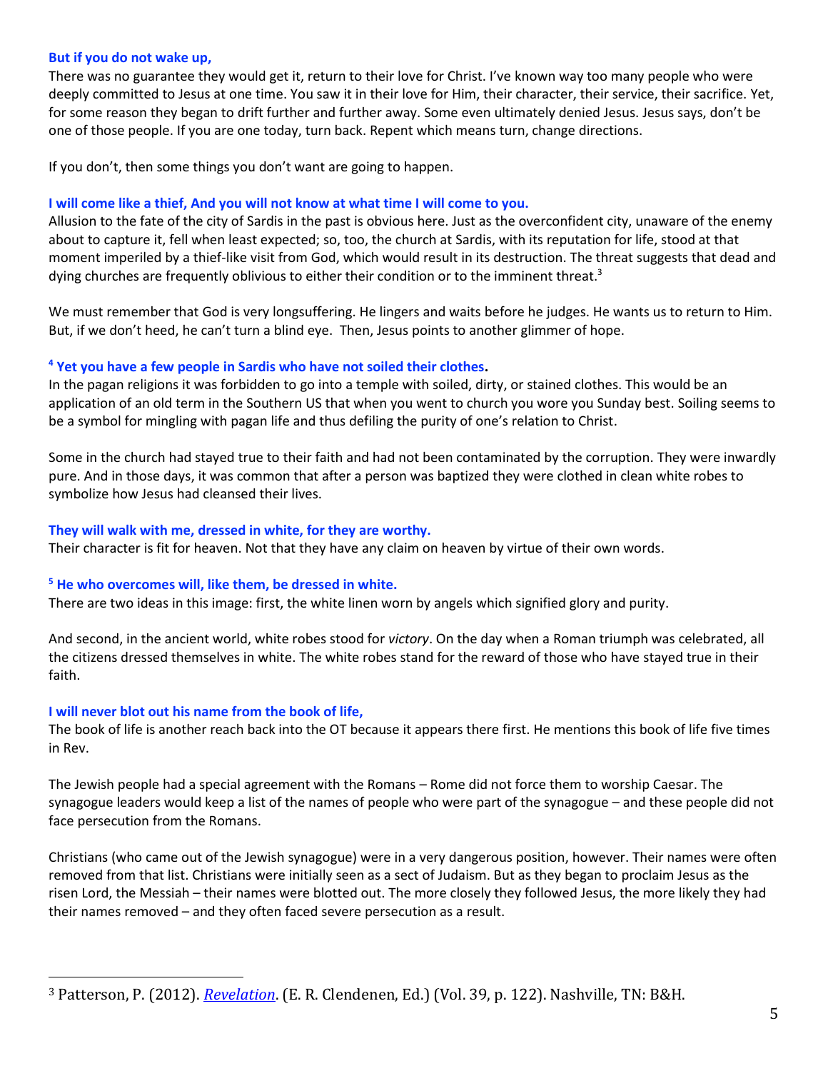**But if you do not wake up,**

There was no guarantee they would get it, return to their love for Christ. I've known way too many people who were deeply committed to Jesus at one time. You saw it in their love for Him, their character, their service, their sacrifice. Yet, for some reason they began to drift further and further away. Some even ultimately denied Jesus. Jesus says, don't be one of those people. If you are one today, turn back. Repent which means turn, change directions.

If you don't, then some things you don't want are going to happen.

**I will come like a thief, And you will not know at what time I will come to you.**

Allusion to the fate of the city of Sardis in the past is obvious here. Just as the overconfident city, unaware of the enemy about to capture it, fell when least expected; so, too, the church at Sardis, with its reputation for life, stood at that moment imperiled by a thief-like visit from God, which would result in its destruction. The threat suggests that dead and dying churches are frequently oblivious to either their condition or to the imminent threat.[3]

We must remember that God is very longsuffering. He lingers and waits before he judges. He wants us to return to Him. But, if we don't heed, he can't turn a blind eye. Then, Jesus points to another glimmer of hope.

**[4] Yet you have a few people in Sardis who have not soiled their clothes.**

In the pagan religions it was forbidden to go into a temple with soiled, dirty, or stained clothes. This would be an application of an old term in the Southern US that when you went to church you wore you Sunday best. Soiling seems to be a symbol for mingling with pagan life and thus defiling the purity of one's relation to Christ.

Some in the church had stayed true to their faith and had not been contaminated by the corruption. They were inwardly pure. And in those days, it was common that after a person was baptized they were clothed in clean white robes to symbolize how Jesus had cleansed their lives.

**They will walk with me, dressed in white, for they are worthy.**

Their character is fit for heaven. Not that they have any claim on heaven by virtue of their own words.

**[5] He who overcomes will, like them, be dressed in white.**

There are two ideas in this image: first, the white linen worn by angels which signified glory and purity.

And second, in the ancient world, white robes stood for *victory*. On the day when a Roman triumph was celebrated, all the citizens dressed themselves in white. The white robes stand for the reward of those who have stayed true in their faith.

**I will never blot out his name from the book of life,**

The book of life is another reach back into the OT because it appears there first. He mentions this book of life five times in Rev.

The Jewish people had a special agreement with the Romans – Rome did not force them to worship Caesar. The synagogue leaders would keep a list of the names of people who were part of the synagogue – and these people did not face persecution from the Romans.

Christians (who came out of the Jewish synagogue) were in a very dangerous position, however. Their names were often removed from that list. Christians were initially seen as a sect of Judaism. But as they began to proclaim Jesus as the risen Lord, the Messiah – their names were blotted out. The more closely they followed Jesus, the more likely they had their names removed – and they often faced severe persecution as a result.

---

[3] Patterson, P. (2012). *Revelation*. (E. R. Clendenen, Ed.) (Vol. 39, p. 122). Nashville, TN: B&H.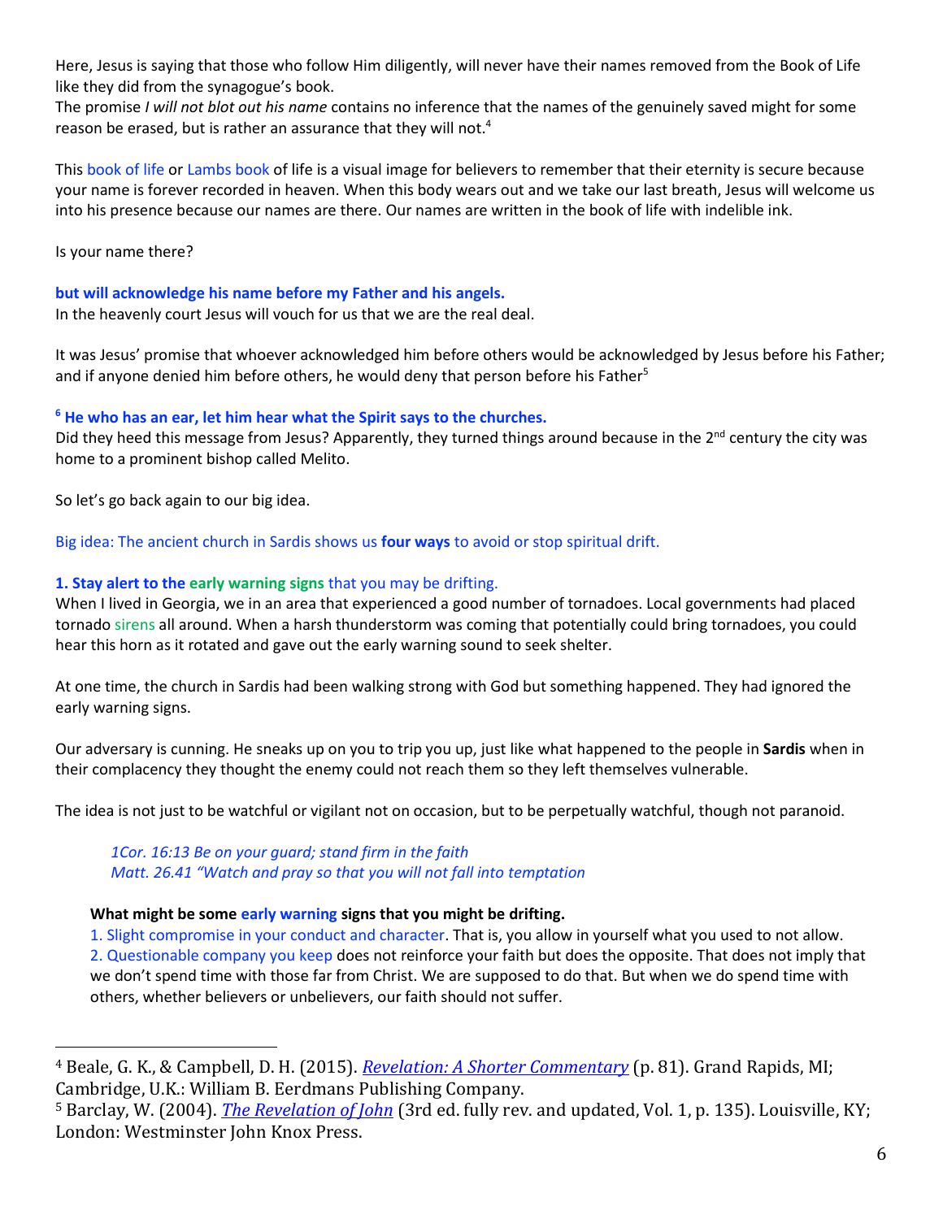Here, Jesus is saying that those who follow Him diligently, will never have their names removed from the Book of Life like they did from the synagogue's book.
The promise *I will not blot out his name* contains no inference that the names of the genuinely saved might for some reason be erased, but is rather an assurance that they will not.[4]

This book of life or Lambs book of life is a visual image for believers to remember that their eternity is secure because your name is forever recorded in heaven. When this body wears out and we take our last breath, Jesus will welcome us into his presence because our names are there. Our names are written in the book of life with indelible ink.

Is your name there?

**but will acknowledge his name before my Father and his angels.**
In the heavenly court Jesus will vouch for us that we are the real deal.

It was Jesus' promise that whoever acknowledged him before others would be acknowledged by Jesus before his Father; and if anyone denied him before others, he would deny that person before his Father[5]

**[6] He who has an ear, let him hear what the Spirit says to the churches.**
Did they heed this message from Jesus? Apparently, they turned things around because in the 2nd century the city was home to a prominent bishop called Melito.

So let's go back again to our big idea.

Big idea: The ancient church in Sardis shows us **four ways** to avoid or stop spiritual drift.

**1. Stay alert to the early warning signs** that you may be drifting.
When I lived in Georgia, we in an area that experienced a good number of tornadoes. Local governments had placed tornado sirens all around. When a harsh thunderstorm was coming that potentially could bring tornadoes, you could hear this horn as it rotated and gave out the early warning sound to seek shelter.

At one time, the church in Sardis had been walking strong with God but something happened. They had ignored the early warning signs.

Our adversary is cunning. He sneaks up on you to trip you up, just like what happened to the people in **Sardis** when in their complacency they thought the enemy could not reach them so they left themselves vulnerable.

The idea is not just to be watchful or vigilant not on occasion, but to be perpetually watchful, though not paranoid.

> *1Cor. 16:13 Be on your guard; stand firm in the faith*
> *Matt. 26.41 "Watch and pray so that you will not fall into temptation*

**What might be some early warning signs that you might be drifting.**

1. Slight compromise in your conduct and character. That is, you allow in yourself what you used to not allow.
2. Questionable company you keep does not reinforce your faith but does the opposite. That does not imply that we don't spend time with those far from Christ. We are supposed to do that. But when we do spend time with others, whether believers or unbelievers, our faith should not suffer.

---

[4] Beale, G. K., & Campbell, D. H. (2015). *Revelation: A Shorter Commentary* (p. 81). Grand Rapids, MI; Cambridge, U.K.: William B. Eerdmans Publishing Company.
[5] Barclay, W. (2004). *The Revelation of John* (3rd ed. fully rev. and updated, Vol. 1, p. 135). Louisville, KY; London: Westminster John Knox Press.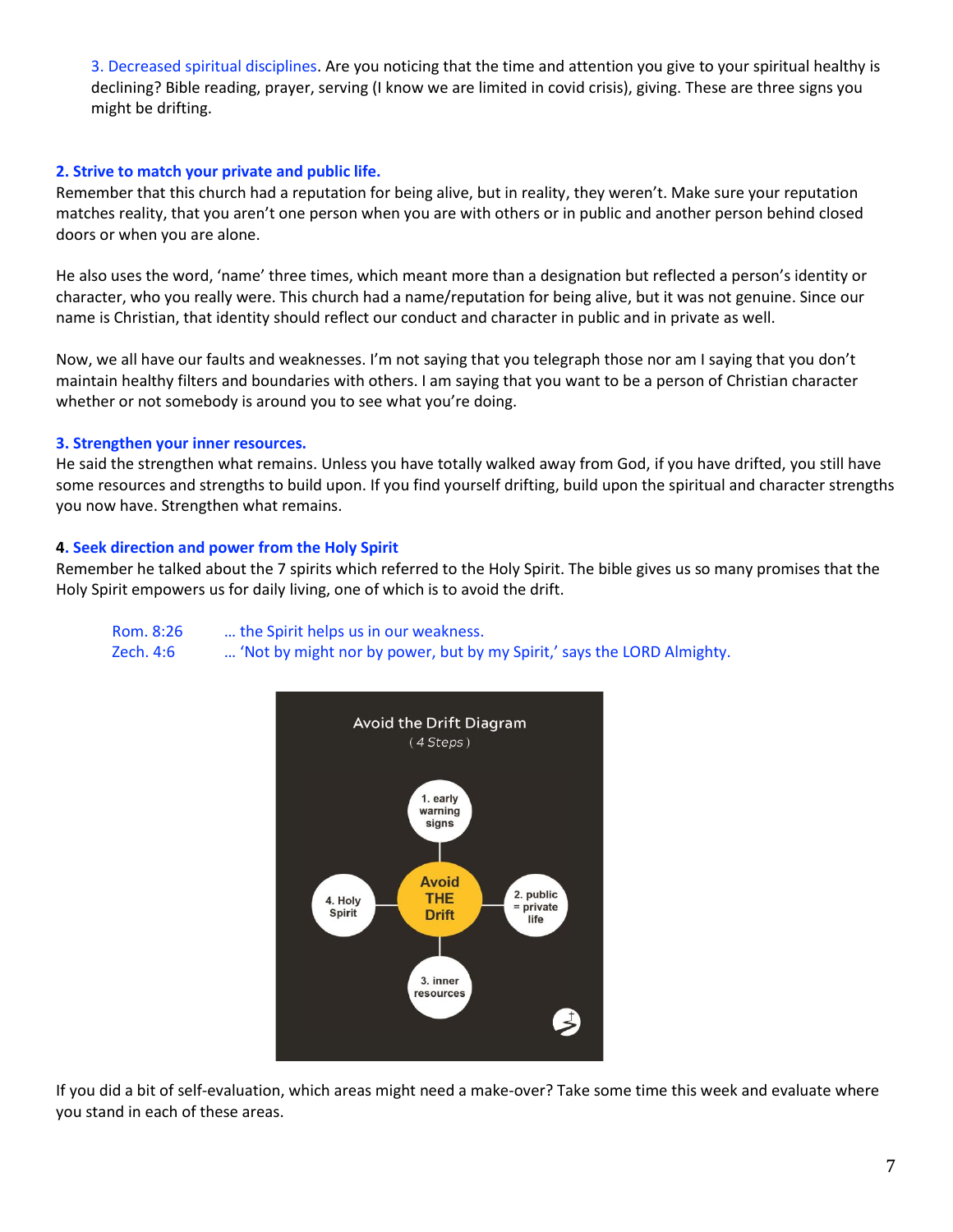3. Decreased spiritual disciplines. Are you noticing that the time and attention you give to your spiritual healthy is declining? Bible reading, prayer, serving (I know we are limited in covid crisis), giving. These are three signs you might be drifting.

**2. Strive to match your private and public life.**

Remember that this church had a reputation for being alive, but in reality, they weren't. Make sure your reputation matches reality, that you aren't one person when you are with others or in public and another person behind closed doors or when you are alone.

He also uses the word, 'name' three times, which meant more than a designation but reflected a person's identity or character, who you really were. This church had a name/reputation for being alive, but it was not genuine. Since our name is Christian, that identity should reflect our conduct and character in public and in private as well.

Now, we all have our faults and weaknesses. I'm not saying that you telegraph those nor am I saying that you don't maintain healthy filters and boundaries with others. I am saying that you want to be a person of Christian character whether or not somebody is around you to see what you're doing.

**3. Strengthen your inner resources.**

He said the strengthen what remains. Unless you have totally walked away from God, if you have drifted, you still have some resources and strengths to build upon. If you find yourself drifting, build upon the spiritual and character strengths you now have. Strengthen what remains.

**4. Seek direction and power from the Holy Spirit**

Remember he talked about the 7 spirits which referred to the Holy Spirit. The bible gives us so many promises that the Holy Spirit empowers us for daily living, one of which is to avoid the drift.

Rom. 8:26 … the Spirit helps us in our weakness.
Zech. 4:6 … 'Not by might nor by power, but by my Spirit,' says the LORD Almighty.

Avoid the Drift Diagram
( 4 Steps )

Avoid THE Drift

1. early warning signs
2. public = private life
3. inner resources
4. Holy Spirit

If you did a bit of self-evaluation, which areas might need a make-over? Take some time this week and evaluate where you stand in each of these areas.